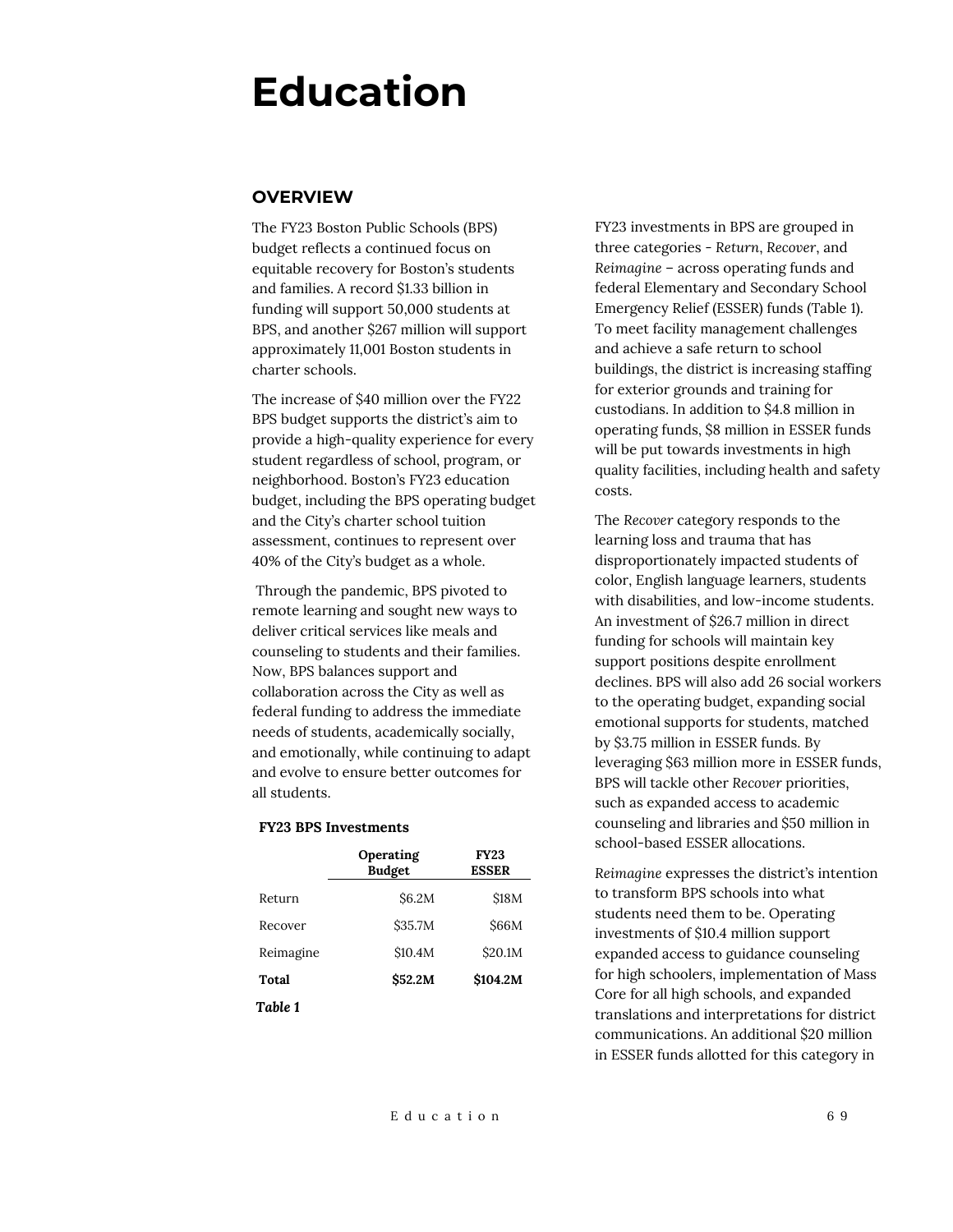# Education

## OVERVIEW

The FY23 Boston Public Schools (BPS) budget reflects a continued focus on equitable recovery for Boston's students and families. A record $1.33 billion in funding will support 50,000 students at BPS, and another $267 million will support approximately 11,001 Boston students in charter schools.

The increase of $40 million over the FY22 BPS budget supports the district's aim to provide a high-quality experience for every student regardless of school, program, or neighborhood. Boston's FY23 education budget, including the BPS operating budget and the City's charter school tuition assessment, continues to represent over 40% of the City's budget as a whole.

Through the pandemic, BPS pivoted to remote learning and sought new ways to deliver critical services like meals and counseling to students and their families. Now, BPS balances support and collaboration across the City as well as federal funding to address the immediate needs of students, academically socially, and emotionally, while continuing to adapt and evolve to ensure better outcomes for all students.

**FY23 BPS Investments**

| | Operating Budget | FY23 ESSER |
|---|---:|---:|
| Return | $6.2M | $18M |
| Recover | $35.7M | $66M |
| Reimagine | $10.4M | $20.1M |
| **Total** | **$52.2M** | **$104.2M** |

***Table 1***

FY23 investments in BPS are grouped in three categories - *Return*, *Recover*, and *Reimagine* – across operating funds and federal Elementary and Secondary School Emergency Relief (ESSER) funds (Table 1). To meet facility management challenges and achieve a safe return to school buildings, the district is increasing staffing for exterior grounds and training for custodians. In addition to $4.8 million in operating funds, $8 million in ESSER funds will be put towards investments in high quality facilities, including health and safety costs.

The *Recover* category responds to the learning loss and trauma that has disproportionately impacted students of color, English language learners, students with disabilities, and low-income students. An investment of $26.7 million in direct funding for schools will maintain key support positions despite enrollment declines. BPS will also add 26 social workers to the operating budget, expanding social emotional supports for students, matched by $3.75 million in ESSER funds. By leveraging $63 million more in ESSER funds, BPS will tackle other *Recover* priorities, such as expanded access to academic counseling and libraries and $50 million in school-based ESSER allocations.

*Reimagine* expresses the district's intention to transform BPS schools into what students need them to be. Operating investments of $10.4 million support expanded access to guidance counseling for high schoolers, implementation of Mass Core for all high schools, and expanded translations and interpretations for district communications. An additional $20 million in ESSER funds allotted for this category in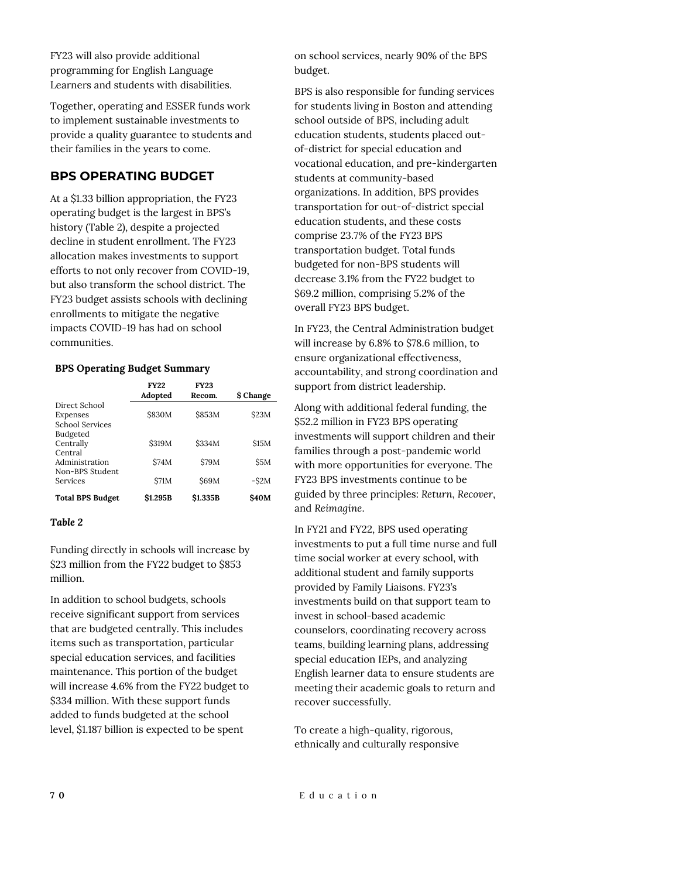FY23 will also provide additional programming for English Language Learners and students with disabilities.

Together, operating and ESSER funds work to implement sustainable investments to provide a quality guarantee to students and their families in the years to come.

## BPS OPERATING BUDGET

At a $1.33 billion appropriation, the FY23 operating budget is the largest in BPS's history (Table 2), despite a projected decline in student enrollment. The FY23 allocation makes investments to support efforts to not only recover from COVID-19, but also transform the school district. The FY23 budget assists schools with declining enrollments to mitigate the negative impacts COVID-19 has had on school communities.

**BPS Operating Budget Summary**

| | FY22 Adopted | FY23 Recom. | $ Change |
|---|---|---|---|
| Direct School Expenses | $830M | $853M | $23M |
| School Services Budgeted Centrally | $319M | $334M | $15M |
| Central Administration | $74M | $79M | $5M |
| Non-BPS Student Services | $71M | $69M | -$2M |
| **Total BPS Budget** | **$1.295B** | **$1.335B** | **$40M** |

***Table 2***

Funding directly in schools will increase by $23 million from the FY22 budget to $853 million.

In addition to school budgets, schools receive significant support from services that are budgeted centrally. This includes items such as transportation, particular special education services, and facilities maintenance. This portion of the budget will increase 4.6% from the FY22 budget to $334 million. With these support funds added to funds budgeted at the school level, $1.187 billion is expected to be spent on school services, nearly 90% of the BPS budget.

BPS is also responsible for funding services for students living in Boston and attending school outside of BPS, including adult education students, students placed out-of-district for special education and vocational education, and pre-kindergarten students at community-based organizations. In addition, BPS provides transportation for out-of-district special education students, and these costs comprise 23.7% of the FY23 BPS transportation budget. Total funds budgeted for non-BPS students will decrease 3.1% from the FY22 budget to $69.2 million, comprising 5.2% of the overall FY23 BPS budget.

In FY23, the Central Administration budget will increase by 6.8% to $78.6 million, to ensure organizational effectiveness, accountability, and strong coordination and support from district leadership.

Along with additional federal funding, the $52.2 million in FY23 BPS operating investments will support children and their families through a post-pandemic world with more opportunities for everyone. The FY23 BPS investments continue to be guided by three principles: *Return*, *Recover*, and *Reimagine*.

In FY21 and FY22, BPS used operating investments to put a full time nurse and full time social worker at every school, with additional student and family supports provided by Family Liaisons. FY23's investments build on that support team to invest in school-based academic counselors, coordinating recovery across teams, building learning plans, addressing special education IEPs, and analyzing English learner data to ensure students are meeting their academic goals to return and recover successfully.

To create a high-quality, rigorous, ethnically and culturally responsive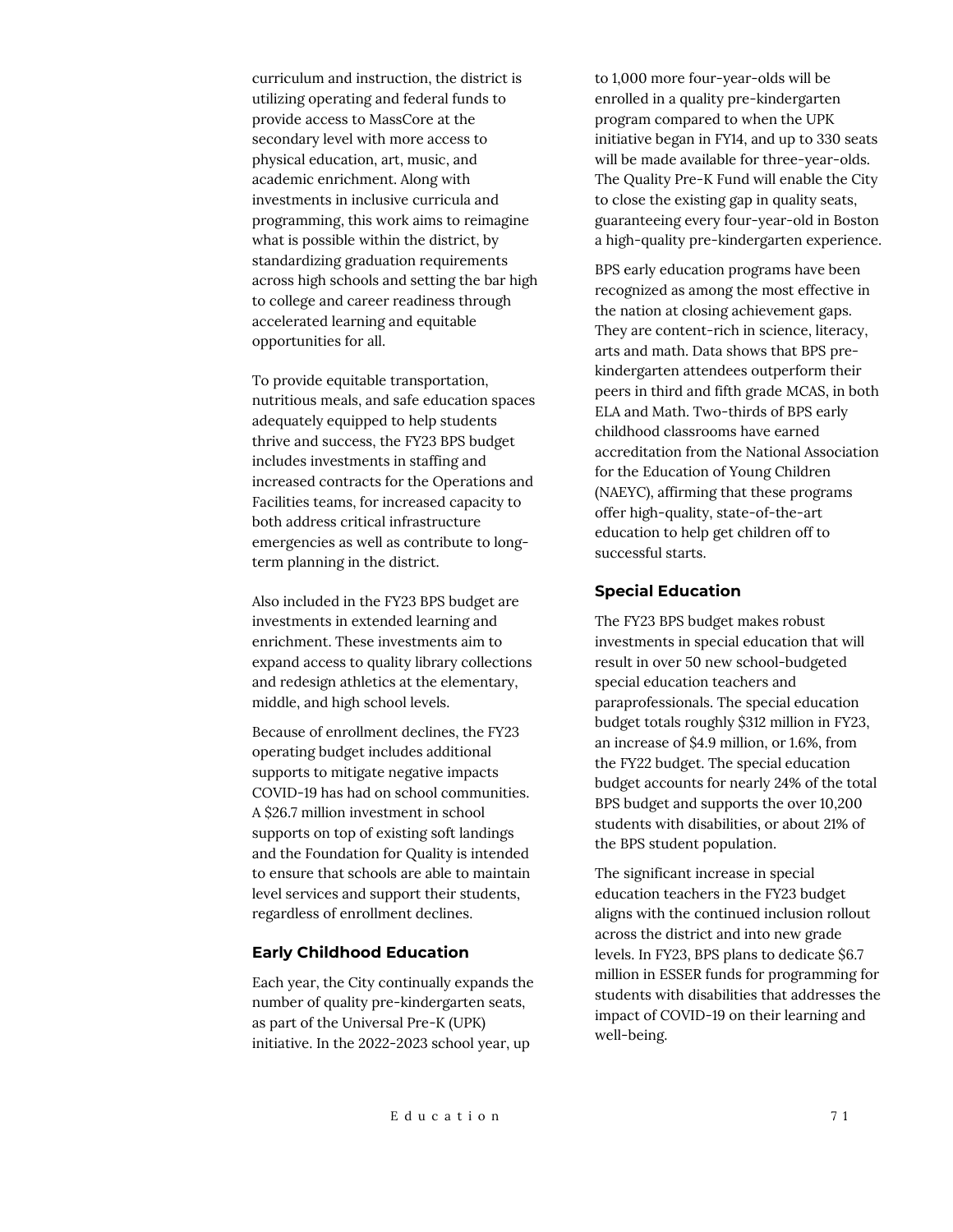curriculum and instruction, the district is utilizing operating and federal funds to provide access to MassCore at the secondary level with more access to physical education, art, music, and academic enrichment. Along with investments in inclusive curricula and programming, this work aims to reimagine what is possible within the district, by standardizing graduation requirements across high schools and setting the bar high to college and career readiness through accelerated learning and equitable opportunities for all.

To provide equitable transportation, nutritious meals, and safe education spaces adequately equipped to help students thrive and success, the FY23 BPS budget includes investments in staffing and increased contracts for the Operations and Facilities teams, for increased capacity to both address critical infrastructure emergencies as well as contribute to long-term planning in the district.

Also included in the FY23 BPS budget are investments in extended learning and enrichment. These investments aim to expand access to quality library collections and redesign athletics at the elementary, middle, and high school levels.

Because of enrollment declines, the FY23 operating budget includes additional supports to mitigate negative impacts COVID-19 has had on school communities. A $26.7 million investment in school supports on top of existing soft landings and the Foundation for Quality is intended to ensure that schools are able to maintain level services and support their students, regardless of enrollment declines.

### Early Childhood Education

Each year, the City continually expands the number of quality pre-kindergarten seats, as part of the Universal Pre-K (UPK) initiative. In the 2022-2023 school year, up to 1,000 more four-year-olds will be enrolled in a quality pre-kindergarten program compared to when the UPK initiative began in FY14, and up to 330 seats will be made available for three-year-olds. The Quality Pre-K Fund will enable the City to close the existing gap in quality seats, guaranteeing every four-year-old in Boston a high-quality pre-kindergarten experience.

BPS early education programs have been recognized as among the most effective in the nation at closing achievement gaps. They are content-rich in science, literacy, arts and math. Data shows that BPS pre-kindergarten attendees outperform their peers in third and fifth grade MCAS, in both ELA and Math. Two-thirds of BPS early childhood classrooms have earned accreditation from the National Association for the Education of Young Children (NAEYC), affirming that these programs offer high-quality, state-of-the-art education to help get children off to successful starts.

### Special Education

The FY23 BPS budget makes robust investments in special education that will result in over 50 new school-budgeted special education teachers and paraprofessionals. The special education budget totals roughly $312 million in FY23, an increase of $4.9 million, or 1.6%, from the FY22 budget. The special education budget accounts for nearly 24% of the total BPS budget and supports the over 10,200 students with disabilities, or about 21% of the BPS student population.

The significant increase in special education teachers in the FY23 budget aligns with the continued inclusion rollout across the district and into new grade levels. In FY23, BPS plans to dedicate $6.7 million in ESSER funds for programming for students with disabilities that addresses the impact of COVID-19 on their learning and well-being.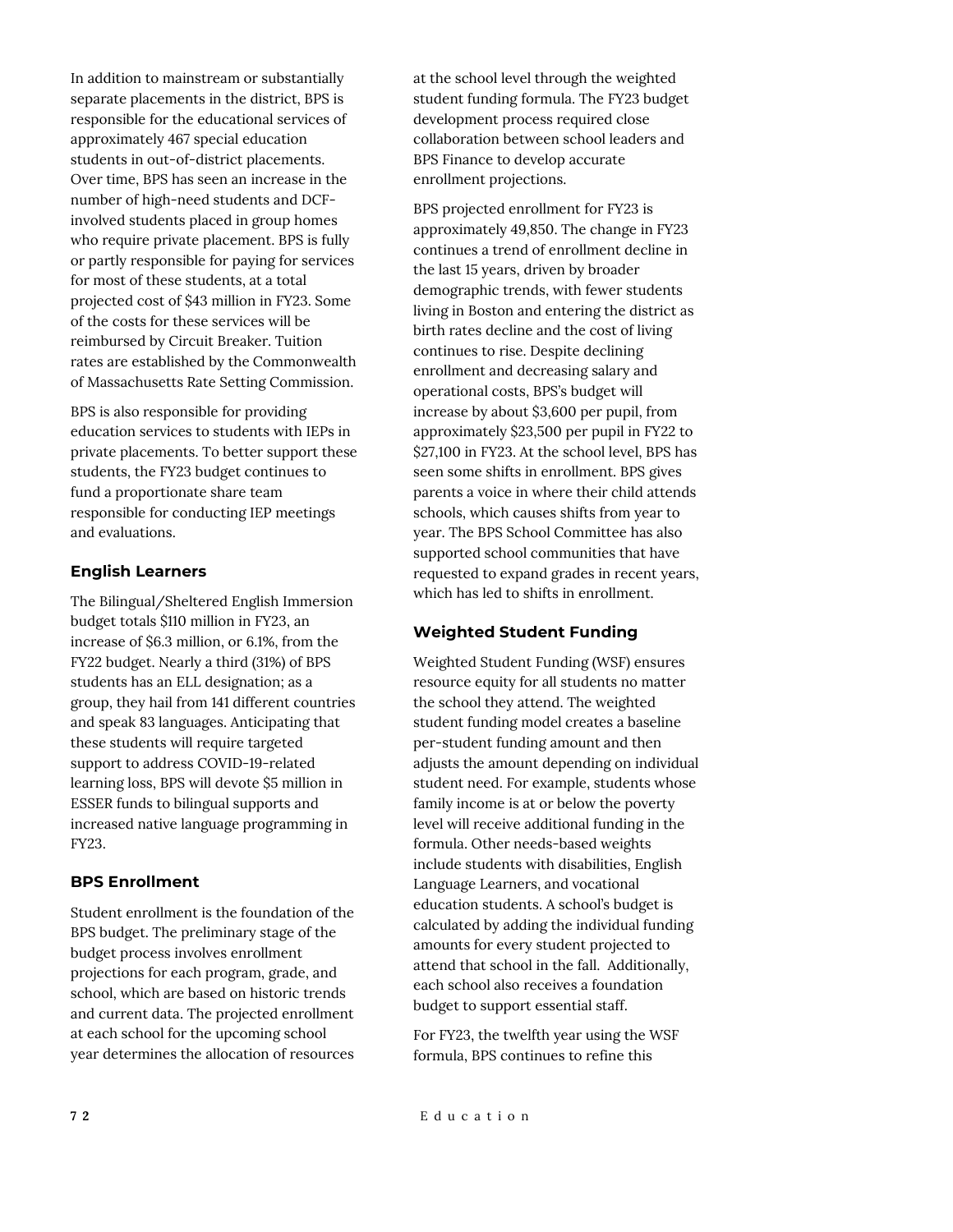In addition to mainstream or substantially separate placements in the district, BPS is responsible for the educational services of approximately 467 special education students in out-of-district placements. Over time, BPS has seen an increase in the number of high-need students and DCF-involved students placed in group homes who require private placement. BPS is fully or partly responsible for paying for services for most of these students, at a total projected cost of $43 million in FY23. Some of the costs for these services will be reimbursed by Circuit Breaker. Tuition rates are established by the Commonwealth of Massachusetts Rate Setting Commission.

BPS is also responsible for providing education services to students with IEPs in private placements. To better support these students, the FY23 budget continues to fund a proportionate share team responsible for conducting IEP meetings and evaluations.

### English Learners

The Bilingual/Sheltered English Immersion budget totals $110 million in FY23, an increase of $6.3 million, or 6.1%, from the FY22 budget. Nearly a third (31%) of BPS students has an ELL designation; as a group, they hail from 141 different countries and speak 83 languages. Anticipating that these students will require targeted support to address COVID-19-related learning loss, BPS will devote $5 million in ESSER funds to bilingual supports and increased native language programming in FY23.

### BPS Enrollment

Student enrollment is the foundation of the BPS budget. The preliminary stage of the budget process involves enrollment projections for each program, grade, and school, which are based on historic trends and current data. The projected enrollment at each school for the upcoming school year determines the allocation of resources at the school level through the weighted student funding formula. The FY23 budget development process required close collaboration between school leaders and BPS Finance to develop accurate enrollment projections.

BPS projected enrollment for FY23 is approximately 49,850. The change in FY23 continues a trend of enrollment decline in the last 15 years, driven by broader demographic trends, with fewer students living in Boston and entering the district as birth rates decline and the cost of living continues to rise. Despite declining enrollment and decreasing salary and operational costs, BPS's budget will increase by about $3,600 per pupil, from approximately $23,500 per pupil in FY22 to $27,100 in FY23. At the school level, BPS has seen some shifts in enrollment. BPS gives parents a voice in where their child attends schools, which causes shifts from year to year. The BPS School Committee has also supported school communities that have requested to expand grades in recent years, which has led to shifts in enrollment.

### Weighted Student Funding

Weighted Student Funding (WSF) ensures resource equity for all students no matter the school they attend. The weighted student funding model creates a baseline per-student funding amount and then adjusts the amount depending on individual student need. For example, students whose family income is at or below the poverty level will receive additional funding in the formula. Other needs-based weights include students with disabilities, English Language Learners, and vocational education students. A school's budget is calculated by adding the individual funding amounts for every student projected to attend that school in the fall. Additionally, each school also receives a foundation budget to support essential staff.

For FY23, the twelfth year using the WSF formula, BPS continues to refine this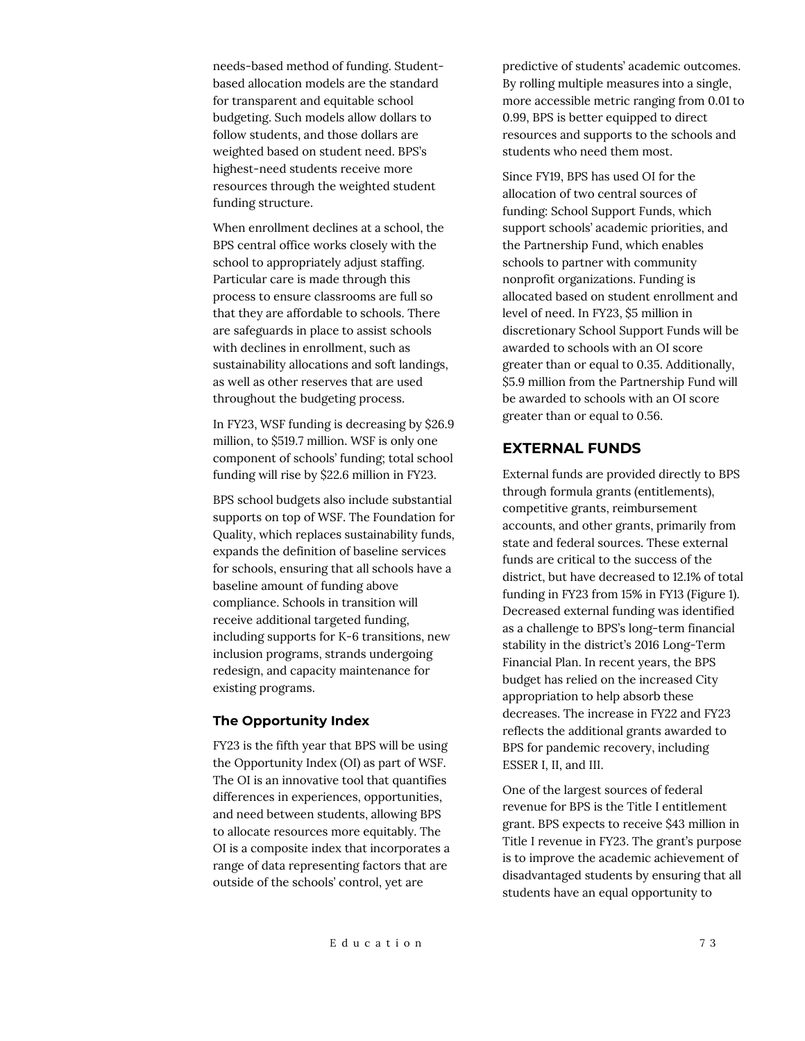needs-based method of funding. Student-based allocation models are the standard for transparent and equitable school budgeting. Such models allow dollars to follow students, and those dollars are weighted based on student need. BPS's highest-need students receive more resources through the weighted student funding structure.

When enrollment declines at a school, the BPS central office works closely with the school to appropriately adjust staffing. Particular care is made through this process to ensure classrooms are full so that they are affordable to schools. There are safeguards in place to assist schools with declines in enrollment, such as sustainability allocations and soft landings, as well as other reserves that are used throughout the budgeting process.

In FY23, WSF funding is decreasing by $26.9 million, to $519.7 million. WSF is only one component of schools' funding; total school funding will rise by $22.6 million in FY23.

BPS school budgets also include substantial supports on top of WSF. The Foundation for Quality, which replaces sustainability funds, expands the definition of baseline services for schools, ensuring that all schools have a baseline amount of funding above compliance. Schools in transition will receive additional targeted funding, including supports for K-6 transitions, new inclusion programs, strands undergoing redesign, and capacity maintenance for existing programs.

### The Opportunity Index

FY23 is the fifth year that BPS will be using the Opportunity Index (OI) as part of WSF. The OI is an innovative tool that quantifies differences in experiences, opportunities, and need between students, allowing BPS to allocate resources more equitably. The OI is a composite index that incorporates a range of data representing factors that are outside of the schools' control, yet are predictive of students' academic outcomes. By rolling multiple measures into a single, more accessible metric ranging from 0.01 to 0.99, BPS is better equipped to direct resources and supports to the schools and students who need them most.

Since FY19, BPS has used OI for the allocation of two central sources of funding: School Support Funds, which support schools' academic priorities, and the Partnership Fund, which enables schools to partner with community nonprofit organizations. Funding is allocated based on student enrollment and level of need. In FY23, $5 million in discretionary School Support Funds will be awarded to schools with an OI score greater than or equal to 0.35. Additionally, $5.9 million from the Partnership Fund will be awarded to schools with an OI score greater than or equal to 0.56.

## EXTERNAL FUNDS

External funds are provided directly to BPS through formula grants (entitlements), competitive grants, reimbursement accounts, and other grants, primarily from state and federal sources. These external funds are critical to the success of the district, but have decreased to 12.1% of total funding in FY23 from 15% in FY13 (Figure 1). Decreased external funding was identified as a challenge to BPS's long-term financial stability in the district's 2016 Long-Term Financial Plan. In recent years, the BPS budget has relied on the increased City appropriation to help absorb these decreases. The increase in FY22 and FY23 reflects the additional grants awarded to BPS for pandemic recovery, including ESSER I, II, and III.

One of the largest sources of federal revenue for BPS is the Title I entitlement grant. BPS expects to receive $43 million in Title I revenue in FY23. The grant's purpose is to improve the academic achievement of disadvantaged students by ensuring that all students have an equal opportunity to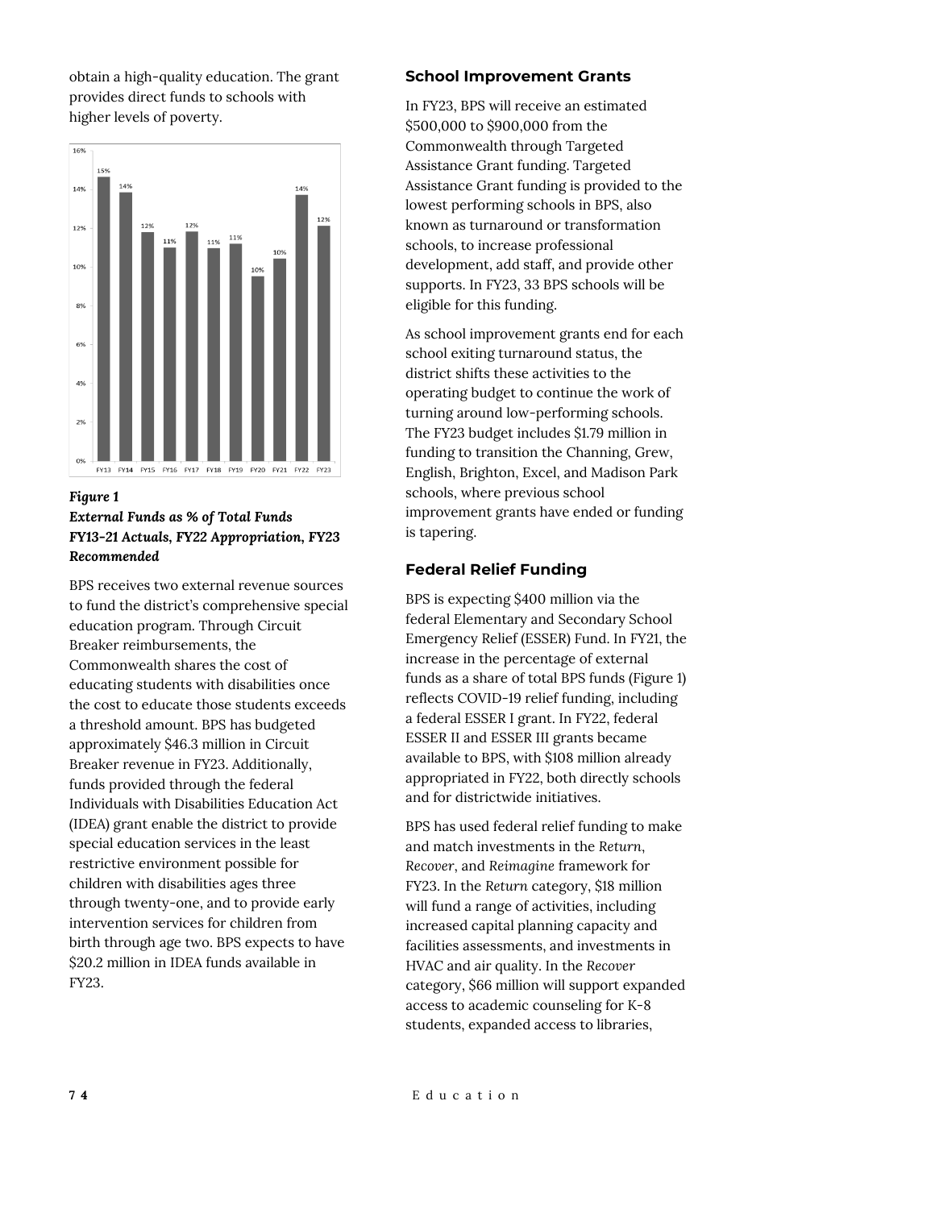obtain a high-quality education. The grant provides direct funds to schools with higher levels of poverty.

| FY13 | FY14 | FY15 | FY16 | FY17 | FY18 | FY19 | FY20 | FY21 | FY22 | FY23 |
|---|---|---|---|---|---|---|---|---|---|---|
| 15% | 14% | 12% | 11% | 12% | 11% | 11% | 10% | 10% | 14% | 12% |

***Figure 1***
***External Funds as % of Total Funds FY13-21 Actuals, FY22 Appropriation, FY23 Recommended***

BPS receives two external revenue sources to fund the district's comprehensive special education program. Through Circuit Breaker reimbursements, the Commonwealth shares the cost of educating students with disabilities once the cost to educate those students exceeds a threshold amount. BPS has budgeted approximately $46.3 million in Circuit Breaker revenue in FY23. Additionally, funds provided through the federal Individuals with Disabilities Education Act (IDEA) grant enable the district to provide special education services in the least restrictive environment possible for children with disabilities ages three through twenty-one, and to provide early intervention services for children from birth through age two. BPS expects to have $20.2 million in IDEA funds available in FY23.

### School Improvement Grants

In FY23, BPS will receive an estimated $500,000 to $900,000 from the Commonwealth through Targeted Assistance Grant funding. Targeted Assistance Grant funding is provided to the lowest performing schools in BPS, also known as turnaround or transformation schools, to increase professional development, add staff, and provide other supports. In FY23, 33 BPS schools will be eligible for this funding.

As school improvement grants end for each school exiting turnaround status, the district shifts these activities to the operating budget to continue the work of turning around low-performing schools. The FY23 budget includes $1.79 million in funding to transition the Channing, Grew, English, Brighton, Excel, and Madison Park schools, where previous school improvement grants have ended or funding is tapering.

### Federal Relief Funding

BPS is expecting $400 million via the federal Elementary and Secondary School Emergency Relief (ESSER) Fund. In FY21, the increase in the percentage of external funds as a share of total BPS funds (Figure 1) reflects COVID-19 relief funding, including a federal ESSER I grant. In FY22, federal ESSER II and ESSER III grants became available to BPS, with $108 million already appropriated in FY22, both directly schools and for districtwide initiatives.

BPS has used federal relief funding to make and match investments in the *Return*, *Recover*, and *Reimagine* framework for FY23. In the *Return* category, $18 million will fund a range of activities, including increased capital planning capacity and facilities assessments, and investments in HVAC and air quality. In the *Recover* category, $66 million will support expanded access to academic counseling for K-8 students, expanded access to libraries,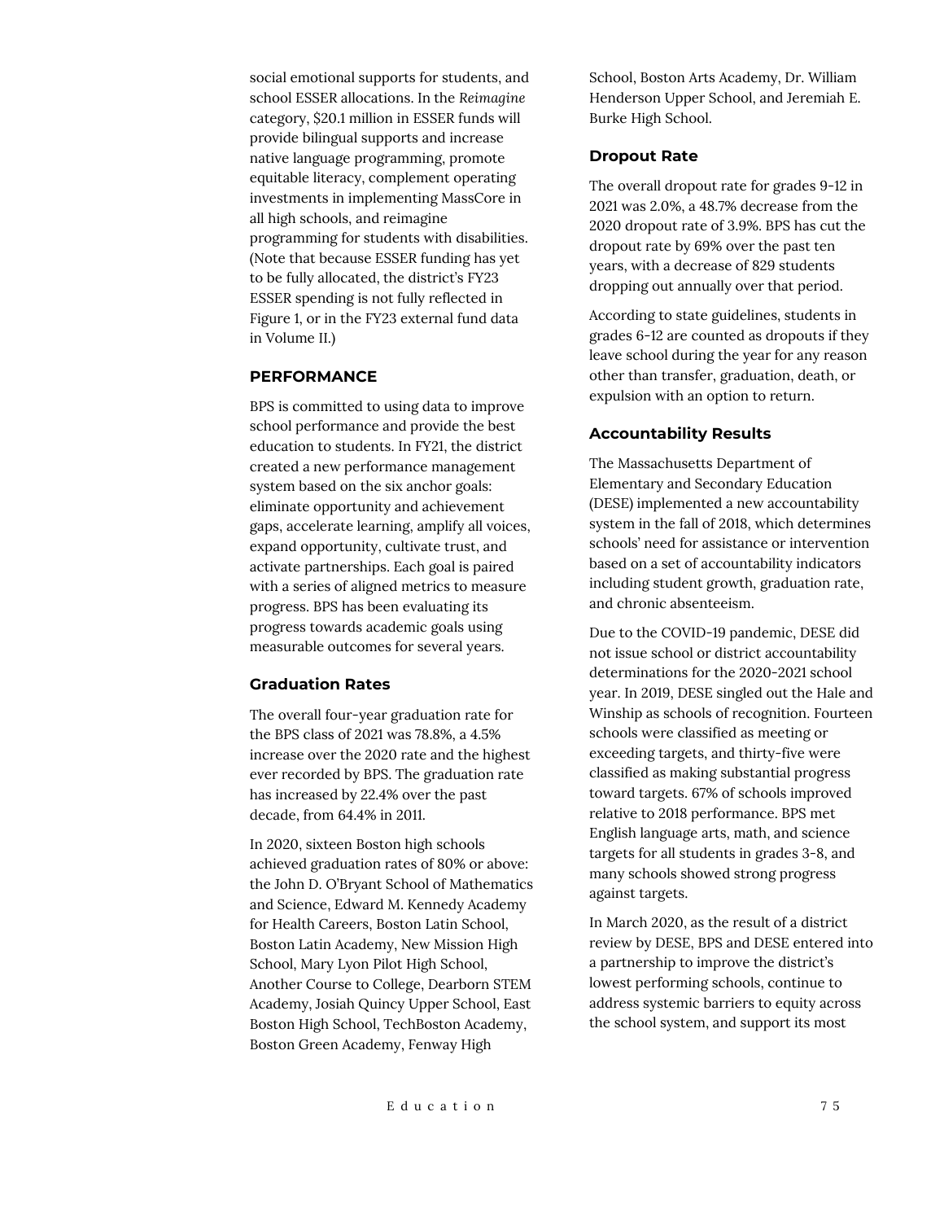social emotional supports for students, and school ESSER allocations. In the *Reimagine* category, $20.1 million in ESSER funds will provide bilingual supports and increase native language programming, promote equitable literacy, complement operating investments in implementing MassCore in all high schools, and reimagine programming for students with disabilities. (Note that because ESSER funding has yet to be fully allocated, the district's FY23 ESSER spending is not fully reflected in Figure 1, or in the FY23 external fund data in Volume II.)

## PERFORMANCE

BPS is committed to using data to improve school performance and provide the best education to students. In FY21, the district created a new performance management system based on the six anchor goals: eliminate opportunity and achievement gaps, accelerate learning, amplify all voices, expand opportunity, cultivate trust, and activate partnerships. Each goal is paired with a series of aligned metrics to measure progress. BPS has been evaluating its progress towards academic goals using measurable outcomes for several years.

### Graduation Rates

The overall four-year graduation rate for the BPS class of 2021 was 78.8%, a 4.5% increase over the 2020 rate and the highest ever recorded by BPS. The graduation rate has increased by 22.4% over the past decade, from 64.4% in 2011.

In 2020, sixteen Boston high schools achieved graduation rates of 80% or above: the John D. O'Bryant School of Mathematics and Science, Edward M. Kennedy Academy for Health Careers, Boston Latin School, Boston Latin Academy, New Mission High School, Mary Lyon Pilot High School, Another Course to College, Dearborn STEM Academy, Josiah Quincy Upper School, East Boston High School, TechBoston Academy, Boston Green Academy, Fenway High School, Boston Arts Academy, Dr. William Henderson Upper School, and Jeremiah E. Burke High School.

### Dropout Rate

The overall dropout rate for grades 9-12 in 2021 was 2.0%, a 48.7% decrease from the 2020 dropout rate of 3.9%. BPS has cut the dropout rate by 69% over the past ten years, with a decrease of 829 students dropping out annually over that period.

According to state guidelines, students in grades 6-12 are counted as dropouts if they leave school during the year for any reason other than transfer, graduation, death, or expulsion with an option to return.

### Accountability Results

The Massachusetts Department of Elementary and Secondary Education (DESE) implemented a new accountability system in the fall of 2018, which determines schools' need for assistance or intervention based on a set of accountability indicators including student growth, graduation rate, and chronic absenteeism.

Due to the COVID-19 pandemic, DESE did not issue school or district accountability determinations for the 2020-2021 school year. In 2019, DESE singled out the Hale and Winship as schools of recognition. Fourteen schools were classified as meeting or exceeding targets, and thirty-five were classified as making substantial progress toward targets. 67% of schools improved relative to 2018 performance. BPS met English language arts, math, and science targets for all students in grades 3-8, and many schools showed strong progress against targets.

In March 2020, as the result of a district review by DESE, BPS and DESE entered into a partnership to improve the district's lowest performing schools, continue to address systemic barriers to equity across the school system, and support its most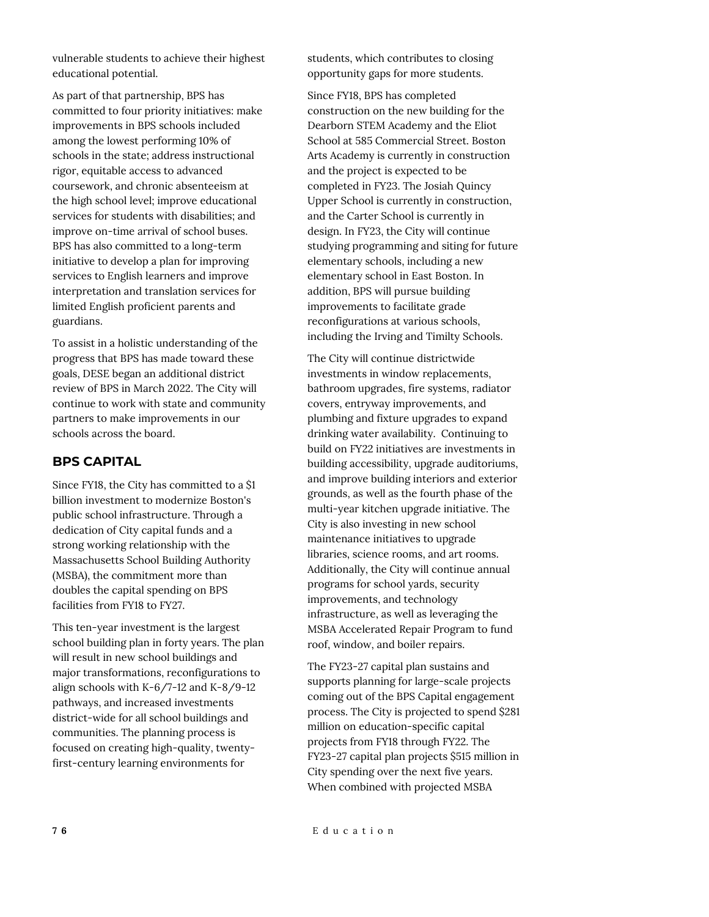vulnerable students to achieve their highest educational potential.

As part of that partnership, BPS has committed to four priority initiatives: make improvements in BPS schools included among the lowest performing 10% of schools in the state; address instructional rigor, equitable access to advanced coursework, and chronic absenteeism at the high school level; improve educational services for students with disabilities; and improve on-time arrival of school buses. BPS has also committed to a long-term initiative to develop a plan for improving services to English learners and improve interpretation and translation services for limited English proficient parents and guardians.

To assist in a holistic understanding of the progress that BPS has made toward these goals, DESE began an additional district review of BPS in March 2022. The City will continue to work with state and community partners to make improvements in our schools across the board.

## BPS CAPITAL

Since FY18, the City has committed to a $1 billion investment to modernize Boston's public school infrastructure. Through a dedication of City capital funds and a strong working relationship with the Massachusetts School Building Authority (MSBA), the commitment more than doubles the capital spending on BPS facilities from FY18 to FY27.

This ten-year investment is the largest school building plan in forty years. The plan will result in new school buildings and major transformations, reconfigurations to align schools with K-6/7-12 and K-8/9-12 pathways, and increased investments district-wide for all school buildings and communities. The planning process is focused on creating high-quality, twenty-first-century learning environments for students, which contributes to closing opportunity gaps for more students.

Since FY18, BPS has completed construction on the new building for the Dearborn STEM Academy and the Eliot School at 585 Commercial Street. Boston Arts Academy is currently in construction and the project is expected to be completed in FY23. The Josiah Quincy Upper School is currently in construction, and the Carter School is currently in design. In FY23, the City will continue studying programming and siting for future elementary schools, including a new elementary school in East Boston. In addition, BPS will pursue building improvements to facilitate grade reconfigurations at various schools, including the Irving and Timilty Schools.

The City will continue districtwide investments in window replacements, bathroom upgrades, fire systems, radiator covers, entryway improvements, and plumbing and fixture upgrades to expand drinking water availability. Continuing to build on FY22 initiatives are investments in building accessibility, upgrade auditoriums, and improve building interiors and exterior grounds, as well as the fourth phase of the multi-year kitchen upgrade initiative. The City is also investing in new school maintenance initiatives to upgrade libraries, science rooms, and art rooms. Additionally, the City will continue annual programs for school yards, security improvements, and technology infrastructure, as well as leveraging the MSBA Accelerated Repair Program to fund roof, window, and boiler repairs.

The FY23-27 capital plan sustains and supports planning for large-scale projects coming out of the BPS Capital engagement process. The City is projected to spend $281 million on education-specific capital projects from FY18 through FY22. The FY23-27 capital plan projects $515 million in City spending over the next five years. When combined with projected MSBA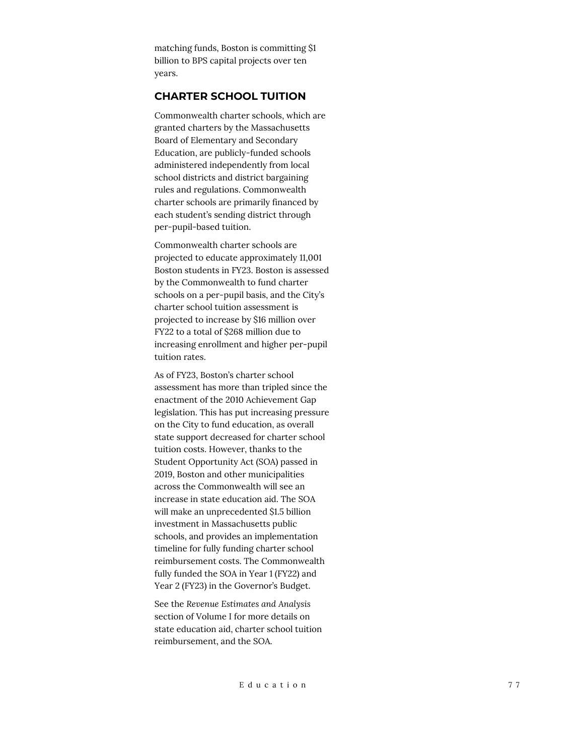matching funds, Boston is committing $1 billion to BPS capital projects over ten years.

## CHARTER SCHOOL TUITION

Commonwealth charter schools, which are granted charters by the Massachusetts Board of Elementary and Secondary Education, are publicly-funded schools administered independently from local school districts and district bargaining rules and regulations. Commonwealth charter schools are primarily financed by each student's sending district through per-pupil-based tuition.

Commonwealth charter schools are projected to educate approximately 11,001 Boston students in FY23. Boston is assessed by the Commonwealth to fund charter schools on a per-pupil basis, and the City's charter school tuition assessment is projected to increase by $16 million over FY22 to a total of $268 million due to increasing enrollment and higher per-pupil tuition rates.

As of FY23, Boston's charter school assessment has more than tripled since the enactment of the 2010 Achievement Gap legislation. This has put increasing pressure on the City to fund education, as overall state support decreased for charter school tuition costs. However, thanks to the Student Opportunity Act (SOA) passed in 2019, Boston and other municipalities across the Commonwealth will see an increase in state education aid. The SOA will make an unprecedented $1.5 billion investment in Massachusetts public schools, and provides an implementation timeline for fully funding charter school reimbursement costs. The Commonwealth fully funded the SOA in Year 1 (FY22) and Year 2 (FY23) in the Governor's Budget.

See the *Revenue Estimates and Analysis* section of Volume I for more details on state education aid, charter school tuition reimbursement, and the SOA.